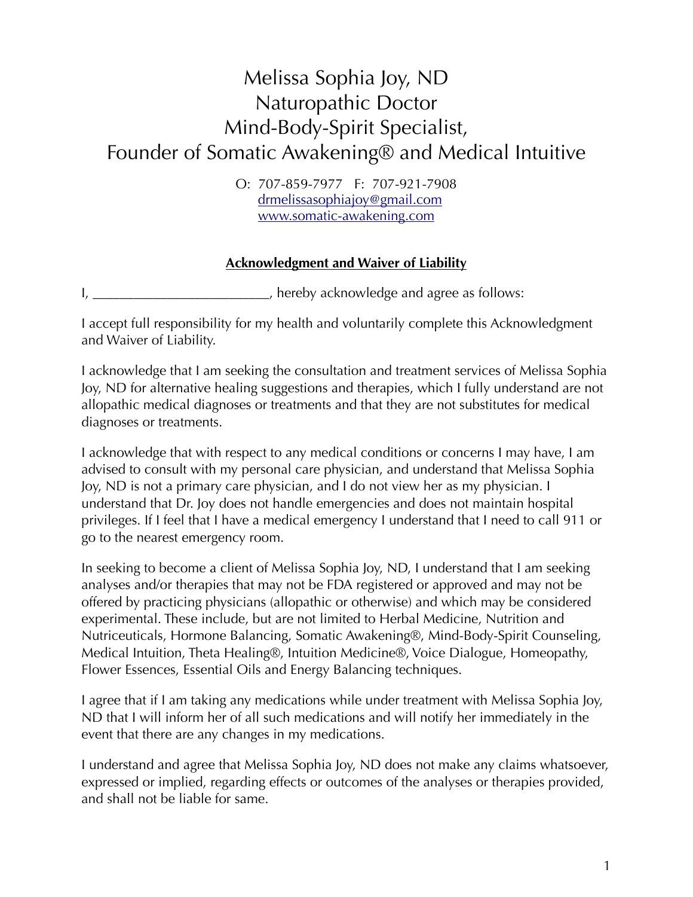# Melissa Sophia Joy, ND
# Naturopathic Doctor
# Mind-Body-Spirit Specialist,
# Founder of Somatic Awakening® and Medical Intuitive

O: 707-859-7977 F: 707-921-7908
drmelissasophiajoy@gmail.com
www.somatic-awakening.com

**Acknowledgment and Waiver of Liability**

I, _________________________, hereby acknowledge and agree as follows:

I accept full responsibility for my health and voluntarily complete this Acknowledgment and Waiver of Liability.

I acknowledge that I am seeking the consultation and treatment services of Melissa Sophia Joy, ND for alternative healing suggestions and therapies, which I fully understand are not allopathic medical diagnoses or treatments and that they are not substitutes for medical diagnoses or treatments.

I acknowledge that with respect to any medical conditions or concerns I may have, I am advised to consult with my personal care physician, and understand that Melissa Sophia Joy, ND is not a primary care physician, and I do not view her as my physician. I understand that Dr. Joy does not handle emergencies and does not maintain hospital privileges. If I feel that I have a medical emergency I understand that I need to call 911 or go to the nearest emergency room.

In seeking to become a client of Melissa Sophia Joy, ND, I understand that I am seeking analyses and/or therapies that may not be FDA registered or approved and may not be offered by practicing physicians (allopathic or otherwise) and which may be considered experimental. These include, but are not limited to Herbal Medicine, Nutrition and Nutriceuticals, Hormone Balancing, Somatic Awakening®, Mind-Body-Spirit Counseling, Medical Intuition, Theta Healing®, Intuition Medicine®, Voice Dialogue, Homeopathy, Flower Essences, Essential Oils and Energy Balancing techniques.

I agree that if I am taking any medications while under treatment with Melissa Sophia Joy, ND that I will inform her of all such medications and will notify her immediately in the event that there are any changes in my medications.

I understand and agree that Melissa Sophia Joy, ND does not make any claims whatsoever, expressed or implied, regarding effects or outcomes of the analyses or therapies provided, and shall not be liable for same.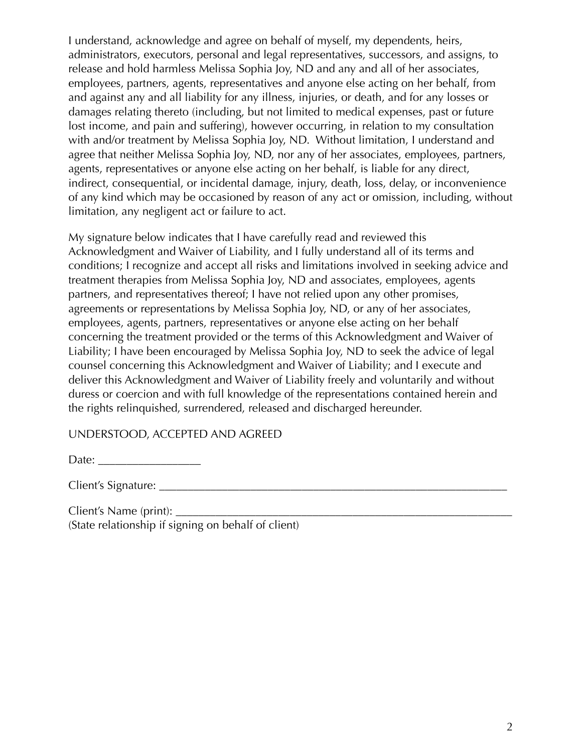I understand, acknowledge and agree on behalf of myself, my dependents, heirs, administrators, executors, personal and legal representatives, successors, and assigns, to release and hold harmless Melissa Sophia Joy, ND and any and all of her associates, employees, partners, agents, representatives and anyone else acting on her behalf, from and against any and all liability for any illness, injuries, or death, and for any losses or damages relating thereto (including, but not limited to medical expenses, past or future lost income, and pain and suffering), however occurring, in relation to my consultation with and/or treatment by Melissa Sophia Joy, ND. Without limitation, I understand and agree that neither Melissa Sophia Joy, ND, nor any of her associates, employees, partners, agents, representatives or anyone else acting on her behalf, is liable for any direct, indirect, consequential, or incidental damage, injury, death, loss, delay, or inconvenience of any kind which may be occasioned by reason of any act or omission, including, without limitation, any negligent act or failure to act.

My signature below indicates that I have carefully read and reviewed this Acknowledgment and Waiver of Liability, and I fully understand all of its terms and conditions; I recognize and accept all risks and limitations involved in seeking advice and treatment therapies from Melissa Sophia Joy, ND and associates, employees, agents partners, and representatives thereof; I have not relied upon any other promises, agreements or representations by Melissa Sophia Joy, ND, or any of her associates, employees, agents, partners, representatives or anyone else acting on her behalf concerning the treatment provided or the terms of this Acknowledgment and Waiver of Liability; I have been encouraged by Melissa Sophia Joy, ND to seek the advice of legal counsel concerning this Acknowledgment and Waiver of Liability; and I execute and deliver this Acknowledgment and Waiver of Liability freely and voluntarily and without duress or coercion and with full knowledge of the representations contained herein and the rights relinquished, surrendered, released and discharged hereunder.

UNDERSTOOD, ACCEPTED AND AGREED

Date: _________________

Client's Signature: ____________________________________________________________

Client's Name (print): __________________________________________________________
(State relationship if signing on behalf of client)